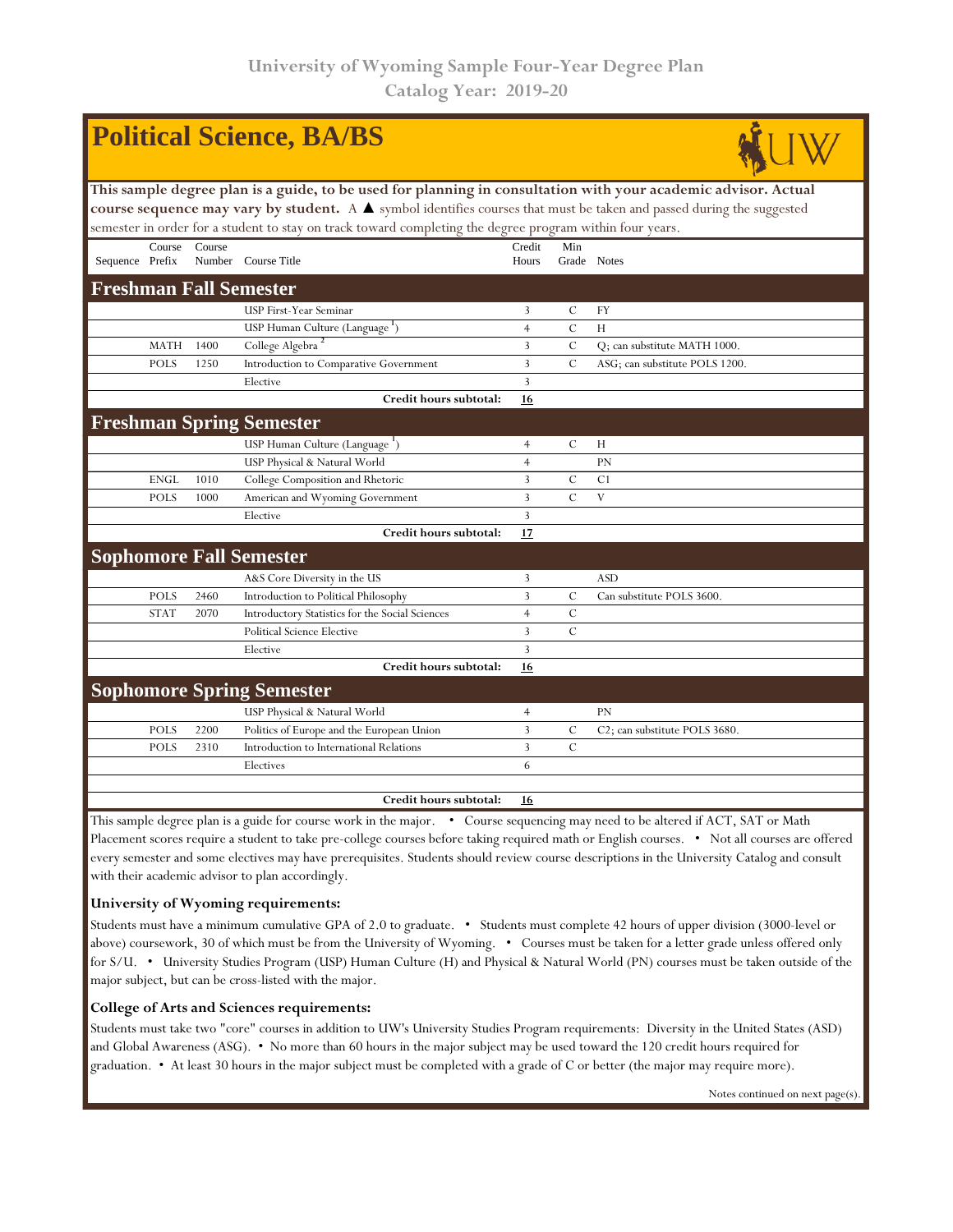# University of Wyoming Sample Four-Year Degree Plan
## Catalog Year: 2019-20

# Political Science, BA/BS

**This sample degree plan is a guide, to be used for planning in consultation with your academic advisor. Actual course sequence may vary by student.** A ▲ symbol identifies courses that must be taken and passed during the suggested semester in order for a student to stay on track toward completing the degree program within four years.

| Sequence | Course Prefix | Course Number | Course Title | Credit Hours | Min Grade | Notes |
|---|---|---|---|---|---|---|
| **Freshman Fall Semester** | | | | | | |
| | | | USP First-Year Seminar | 3 | C | FY |
| | | | USP Human Culture (Language [1]) | 4 | C | H |
| | MATH | 1400 | College Algebra [2] | 3 | C | Q; can substitute MATH 1000. |
| | POLS | 1250 | Introduction to Comparative Government | 3 | C | ASG; can substitute POLS 1200. |
| | | | Elective | 3 | | |
| | | | **Credit hours subtotal:** | **16** | | |
| **Freshman Spring Semester** | | | | | | |
| | | | USP Human Culture (Language [1]) | 4 | C | H |
| | | | USP Physical & Natural World | 4 | | PN |
| | ENGL | 1010 | College Composition and Rhetoric | 3 | C | C1 |
| | POLS | 1000 | American and Wyoming Government | 3 | C | V |
| | | | Elective | 3 | | |
| | | | **Credit hours subtotal:** | **17** | | |
| **Sophomore Fall Semester** | | | | | | |
| | | | A&S Core Diversity in the US | 3 | | ASD |
| | POLS | 2460 | Introduction to Political Philosophy | 3 | C | Can substitute POLS 3600. |
| | STAT | 2070 | Introductory Statistics for the Social Sciences | 4 | C | |
| | | | Political Science Elective | 3 | C | |
| | | | Elective | 3 | | |
| | | | **Credit hours subtotal:** | **16** | | |
| **Sophomore Spring Semester** | | | | | | |
| | | | USP Physical & Natural World | 4 | | PN |
| | POLS | 2200 | Politics of Europe and the European Union | 3 | C | C2; can substitute POLS 3680. |
| | POLS | 2310 | Introduction to International Relations | 3 | C | |
| | | | Electives | 6 | | |
| | | | **Credit hours subtotal:** | **16** | | |

This sample degree plan is a guide for course work in the major. • Course sequencing may need to be altered if ACT, SAT or Math Placement scores require a student to take pre-college courses before taking required math or English courses. • Not all courses are offered every semester and some electives may have prerequisites. Students should review course descriptions in the University Catalog and consult with their academic advisor to plan accordingly.

### University of Wyoming requirements:

Students must have a minimum cumulative GPA of 2.0 to graduate. • Students must complete 42 hours of upper division (3000-level or above) coursework, 30 of which must be from the University of Wyoming. • Courses must be taken for a letter grade unless offered only for S/U. • University Studies Program (USP) Human Culture (H) and Physical & Natural World (PN) courses must be taken outside of the major subject, but can be cross-listed with the major.

### College of Arts and Sciences requirements:

Students must take two "core" courses in addition to UW's University Studies Program requirements: Diversity in the United States (ASD) and Global Awareness (ASG). • No more than 60 hours in the major subject may be used toward the 120 credit hours required for graduation. • At least 30 hours in the major subject must be completed with a grade of C or better (the major may require more).

Notes continued on next page(s).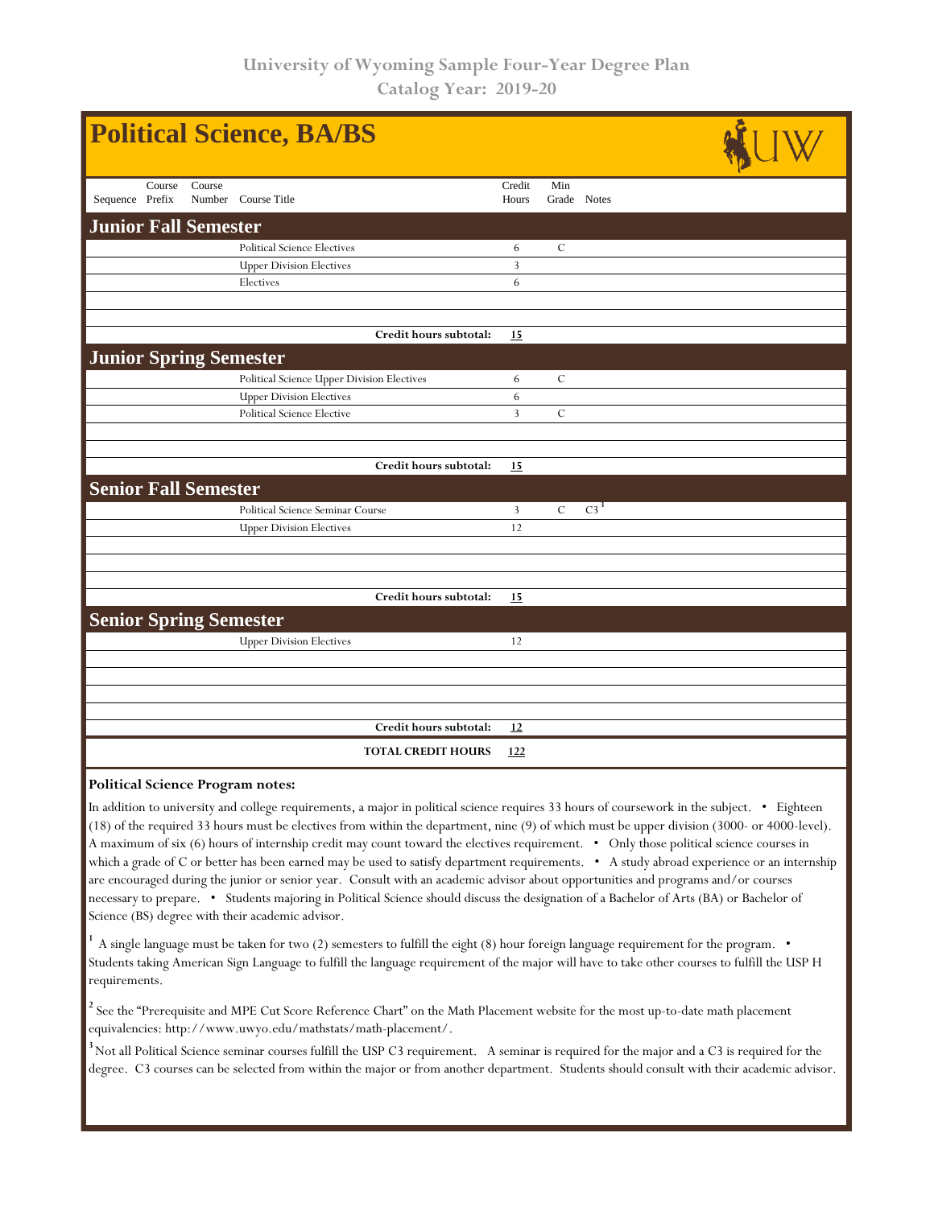University of Wyoming Sample Four-Year Degree Plan
Catalog Year: 2019-20

# Political Science, BA/BS

| Sequence | Course Prefix | Course Number | Course Title | Credit Hours | Min Grade | Notes |
|---|---|---|---|---|---|---|
| **Junior Fall Semester** | | | | | | |
| | | | Political Science Electives | 6 | C | |
| | | | Upper Division Electives | 3 | | |
| | | | Electives | 6 | | |
| | | | **Credit hours subtotal:** | **15** | | |
| **Junior Spring Semester** | | | | | | |
| | | | Political Science Upper Division Electives | 6 | C | |
| | | | Upper Division Electives | 6 | | |
| | | | Political Science Elective | 3 | C | |
| | | | **Credit hours subtotal:** | **15** | | |
| **Senior Fall Semester** | | | | | | |
| | | | Political Science Seminar Course | 3 | C | C3[3] |
| | | | Upper Division Electives | 12 | | |
| | | | **Credit hours subtotal:** | **15** | | |
| **Senior Spring Semester** | | | | | | |
| | | | Upper Division Electives | 12 | | |
| | | | **Credit hours subtotal:** | **12** | | |
| | | | **TOTAL CREDIT HOURS** | **122** | | |

**Political Science Program notes:**

In addition to university and college requirements, a major in political science requires 33 hours of coursework in the subject. • Eighteen (18) of the required 33 hours must be electives from within the department, nine (9) of which must be upper division (3000- or 4000-level). A maximum of six (6) hours of internship credit may count toward the electives requirement. • Only those political science courses in which a grade of C or better has been earned may be used to satisfy department requirements. • A study abroad experience or an internship are encouraged during the junior or senior year. Consult with an academic advisor about opportunities and programs and/or courses necessary to prepare. • Students majoring in Political Science should discuss the designation of a Bachelor of Arts (BA) or Bachelor of Science (BS) degree with their academic advisor.

[1] A single language must be taken for two (2) semesters to fulfill the eight (8) hour foreign language requirement for the program. • Students taking American Sign Language to fulfill the language requirement of the major will have to take other courses to fulfill the USP H requirements.

[2] See the "Prerequisite and MPE Cut Score Reference Chart" on the Math Placement website for the most up-to-date math placement equivalencies: http://www.uwyo.edu/mathstats/math-placement/.

[3] Not all Political Science seminar courses fulfill the USP C3 requirement. A seminar is required for the major and a C3 is required for the degree. C3 courses can be selected from within the major or from another department. Students should consult with their academic advisor.